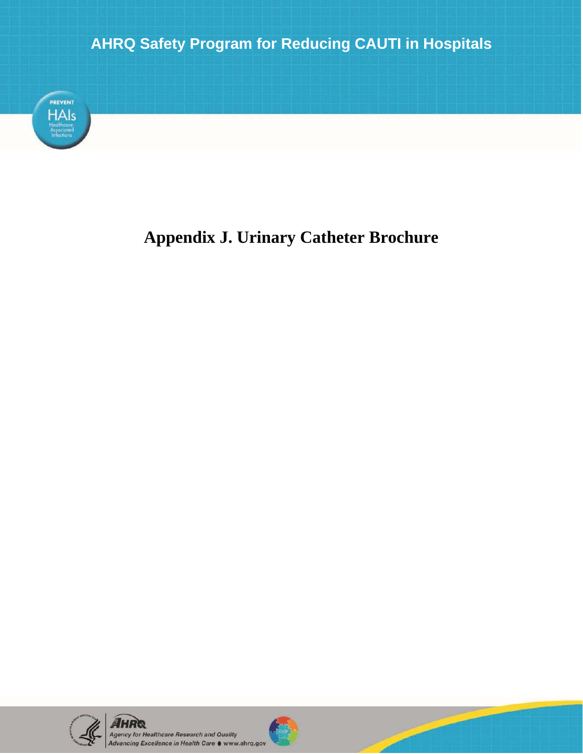AHRQ Safety Program for Reducing CAUTI in Hospitals

# Appendix J. Urinary Catheter Brochure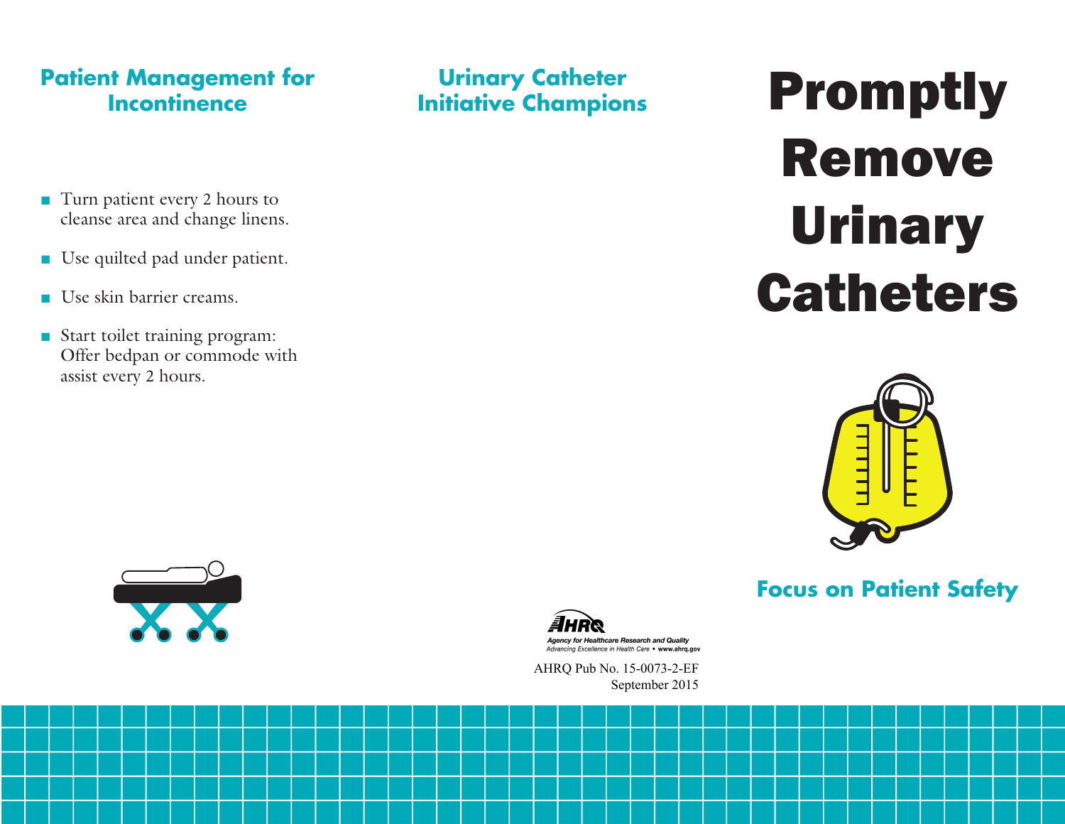## Patient Management for Incontinence

- Turn patient every 2 hours to cleanse area and change linens.
- Use quilted pad under patient.
- Use skin barrier creams.
- Start toilet training program: Offer bedpan or commode with assist every 2 hours.

## Urinary Catheter Initiative Champions

AHRQ
Agency for Healthcare Research and Quality
Advancing Excellence in Health Care • www.ahrq.gov

AHRQ Pub No. 15-0073-2-EF
September 2015

# Promptly Remove Urinary Catheters

## Focus on Patient Safety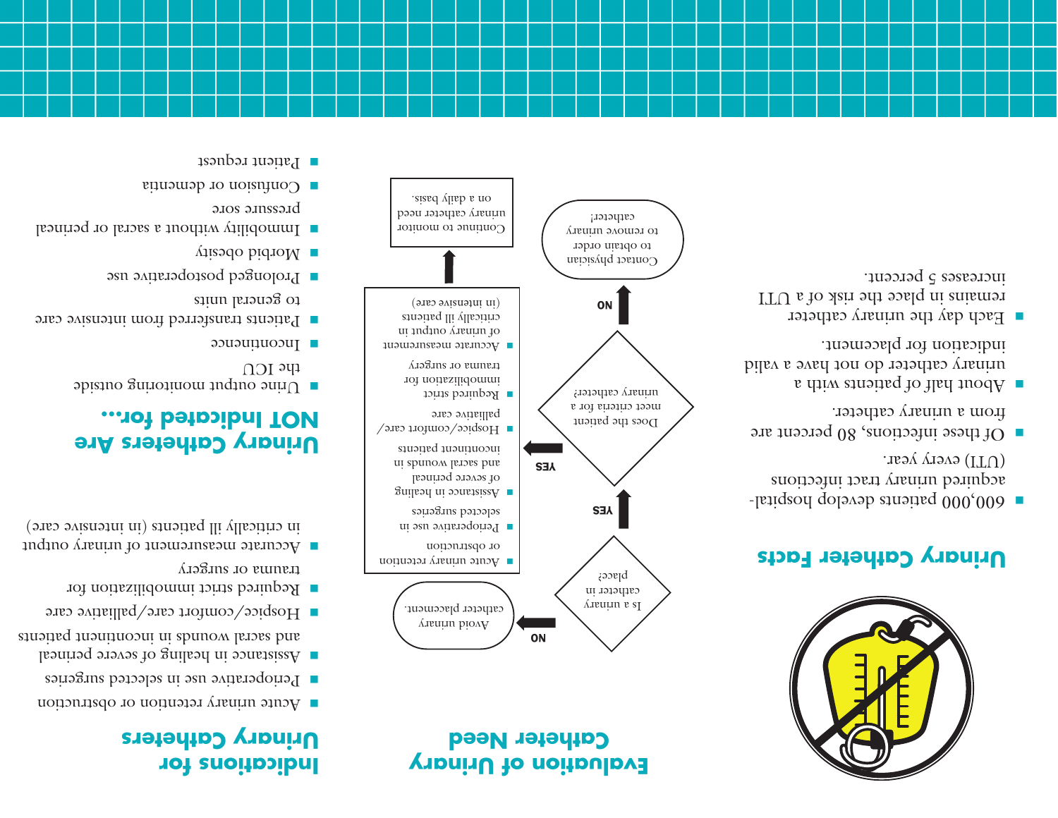## Urinary Catheter Facts

- 600,000 patients develop hospital-acquired urinary tract infections (UTI) every year.
- Of these infections, 80 percent are from a urinary catheter.
- About half of patients with a urinary catheter do not have a valid indication for placement.
- Each day the urinary catheter remains in place the risk of a UTI increases 5 percent.

## Evaluation of Urinary Catheter Need

Is a urinary catheter in place?

NO → Avoid urinary catheter placement.

YES → Does the patient meet criteria for a urinary catheter?

NO → Contact physician to obtain order to remove urinary catheter!

YES →

- Acute urinary retention or obstruction
- Perioperative use in selected surgeries
- Assistance in healing of severe perineal and sacral wounds in incontinent patients
- Hospice/comfort care/palliative care
- Required strict immobilization for trauma or surgery
- Accurate measurement of urinary output in critically ill patients (in intensive care)

→ Continue to monitor urinary catheter need on a daily basis.

## Indications for Urinary Catheters

- Acute urinary retention or obstruction
- Perioperative use in selected surgeries
- Assistance in healing of severe perineal and sacral wounds in incontinent patients
- Hospice/comfort care/palliative care
- Required strict immobilization for trauma or surgery
- Accurate measurement of urinary output in critically ill patients (in intensive care)

## Urinary Catheters Are NOT Indicated for...

- Urine output monitoring outside the ICU
- Incontinence
- Patients transferred from intensive care to general units
- Prolonged postoperative use
- Morbid obesity
- Immobility without a sacral or perineal pressure sore
- Confusion or dementia
- Patient request